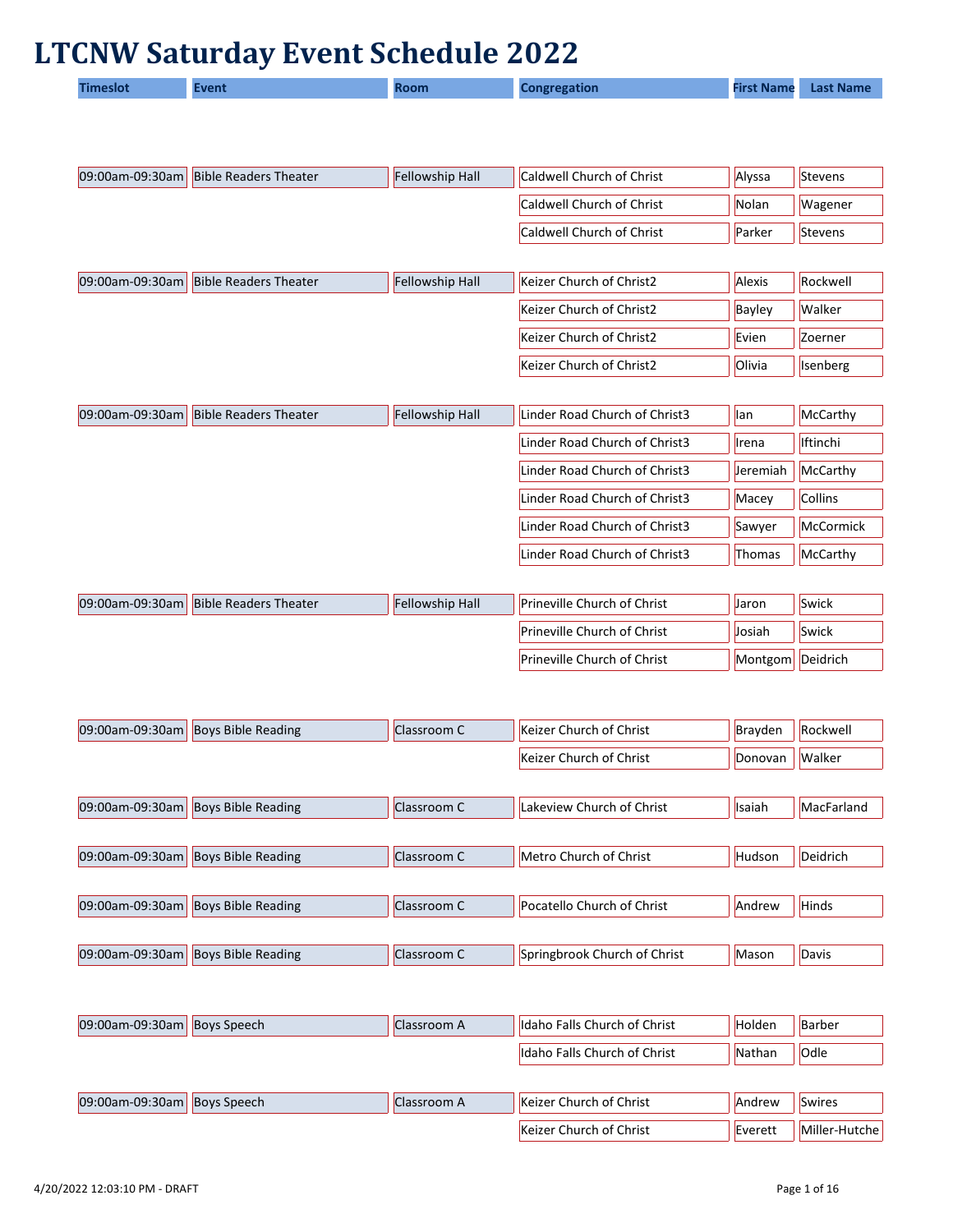# LTCNW Saturday Event Schedule 2022

| Timeslot | Event | Room | Congregation | First Name | Last Name |
|---|---|---|---|---|---|
| 09:00am-09:30am | Bible Readers Theater | Fellowship Hall | Caldwell Church of Christ | Alyssa | Stevens |
| | | | Caldwell Church of Christ | Nolan | Wagener |
| | | | Caldwell Church of Christ | Parker | Stevens |
| 09:00am-09:30am | Bible Readers Theater | Fellowship Hall | Keizer Church of Christ2 | Alexis | Rockwell |
| | | | Keizer Church of Christ2 | Bayley | Walker |
| | | | Keizer Church of Christ2 | Evien | Zoerner |
| | | | Keizer Church of Christ2 | Olivia | Isenberg |
| 09:00am-09:30am | Bible Readers Theater | Fellowship Hall | Linder Road Church of Christ3 | Ian | McCarthy |
| | | | Linder Road Church of Christ3 | Irena | Iftinchi |
| | | | Linder Road Church of Christ3 | Jeremiah | McCarthy |
| | | | Linder Road Church of Christ3 | Macey | Collins |
| | | | Linder Road Church of Christ3 | Sawyer | McCormick |
| | | | Linder Road Church of Christ3 | Thomas | McCarthy |
| 09:00am-09:30am | Bible Readers Theater | Fellowship Hall | Prineville Church of Christ | Jaron | Swick |
| | | | Prineville Church of Christ | Josiah | Swick |
| | | | Prineville Church of Christ | Montgom | Deidrich |
| 09:00am-09:30am | Boys Bible Reading | Classroom C | Keizer Church of Christ | Brayden | Rockwell |
| | | | Keizer Church of Christ | Donovan | Walker |
| 09:00am-09:30am | Boys Bible Reading | Classroom C | Lakeview Church of Christ | Isaiah | MacFarland |
| 09:00am-09:30am | Boys Bible Reading | Classroom C | Metro Church of Christ | Hudson | Deidrich |
| 09:00am-09:30am | Boys Bible Reading | Classroom C | Pocatello Church of Christ | Andrew | Hinds |
| 09:00am-09:30am | Boys Bible Reading | Classroom C | Springbrook Church of Christ | Mason | Davis |
| 09:00am-09:30am | Boys Speech | Classroom A | Idaho Falls Church of Christ | Holden | Barber |
| | | | Idaho Falls Church of Christ | Nathan | Odle |
| 09:00am-09:30am | Boys Speech | Classroom A | Keizer Church of Christ | Andrew | Swires |
| | | | Keizer Church of Christ | Everett | Miller-Hutche |

4/20/2022 12:03:10 PM - DRAFT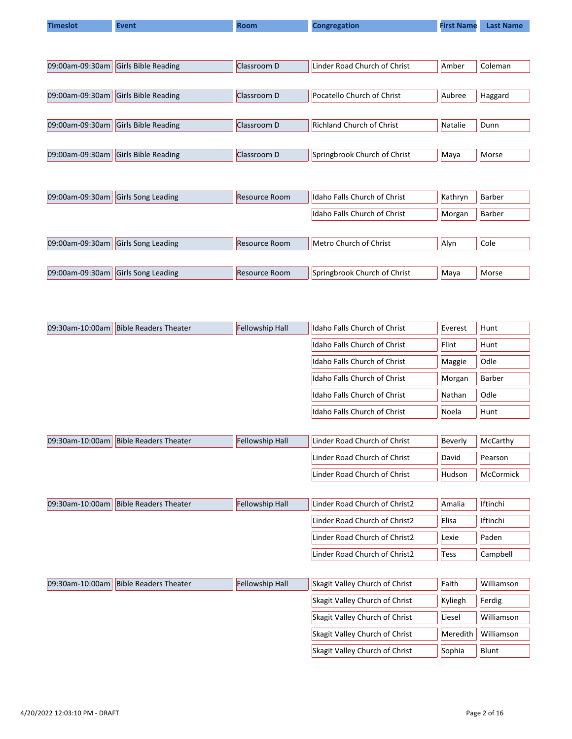| Timeslot | Event | Room | Congregation | First Name | Last Name |
|---|---|---|---|---|---|
| 09:00am-09:30am | Girls Bible Reading | Classroom D | Linder Road Church of Christ | Amber | Coleman |
| 09:00am-09:30am | Girls Bible Reading | Classroom D | Pocatello Church of Christ | Aubree | Haggard |
| 09:00am-09:30am | Girls Bible Reading | Classroom D | Richland Church of Christ | Natalie | Dunn |
| 09:00am-09:30am | Girls Bible Reading | Classroom D | Springbrook Church of Christ | Maya | Morse |
| 09:00am-09:30am | Girls Song Leading | Resource Room | Idaho Falls Church of Christ | Kathryn | Barber |
| | | | Idaho Falls Church of Christ | Morgan | Barber |
| 09:00am-09:30am | Girls Song Leading | Resource Room | Metro Church of Christ | Alyn | Cole |
| 09:00am-09:30am | Girls Song Leading | Resource Room | Springbrook Church of Christ | Maya | Morse |
| 09:30am-10:00am | Bible Readers Theater | Fellowship Hall | Idaho Falls Church of Christ | Everest | Hunt |
| | | | Idaho Falls Church of Christ | Flint | Hunt |
| | | | Idaho Falls Church of Christ | Maggie | Odle |
| | | | Idaho Falls Church of Christ | Morgan | Barber |
| | | | Idaho Falls Church of Christ | Nathan | Odle |
| | | | Idaho Falls Church of Christ | Noela | Hunt |
| 09:30am-10:00am | Bible Readers Theater | Fellowship Hall | Linder Road Church of Christ | Beverly | McCarthy |
| | | | Linder Road Church of Christ | David | Pearson |
| | | | Linder Road Church of Christ | Hudson | McCormick |
| 09:30am-10:00am | Bible Readers Theater | Fellowship Hall | Linder Road Church of Christ2 | Amalia | Iftinchi |
| | | | Linder Road Church of Christ2 | Elisa | Iftinchi |
| | | | Linder Road Church of Christ2 | Lexie | Paden |
| | | | Linder Road Church of Christ2 | Tess | Campbell |
| 09:30am-10:00am | Bible Readers Theater | Fellowship Hall | Skagit Valley Church of Christ | Faith | Williamson |
| | | | Skagit Valley Church of Christ | Kyliegh | Ferdig |
| | | | Skagit Valley Church of Christ | Liesel | Williamson |
| | | | Skagit Valley Church of Christ | Meredith | Williamson |
| | | | Skagit Valley Church of Christ | Sophia | Blunt |

4/20/2022 12:03:10 PM - DRAFT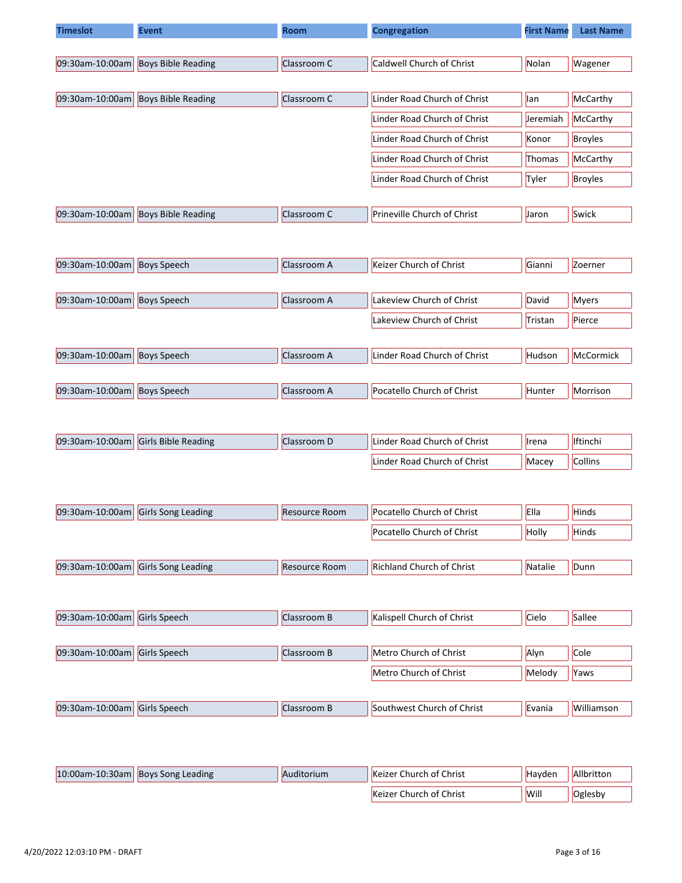| Timeslot | Event | Room | Congregation | First Name | Last Name |
| --- | --- | --- | --- | --- | --- |
| 09:30am-10:00am | Boys Bible Reading | Classroom C | Caldwell Church of Christ | Nolan | Wagener |
| 09:30am-10:00am | Boys Bible Reading | Classroom C | Linder Road Church of Christ | Ian | McCarthy |
| | | | Linder Road Church of Christ | Jeremiah | McCarthy |
| | | | Linder Road Church of Christ | Konor | Broyles |
| | | | Linder Road Church of Christ | Thomas | McCarthy |
| | | | Linder Road Church of Christ | Tyler | Broyles |
| 09:30am-10:00am | Boys Bible Reading | Classroom C | Prineville Church of Christ | Jaron | Swick |
| 09:30am-10:00am | Boys Speech | Classroom A | Keizer Church of Christ | Gianni | Zoerner |
| 09:30am-10:00am | Boys Speech | Classroom A | Lakeview Church of Christ | David | Myers |
| | | | Lakeview Church of Christ | Tristan | Pierce |
| 09:30am-10:00am | Boys Speech | Classroom A | Linder Road Church of Christ | Hudson | McCormick |
| 09:30am-10:00am | Boys Speech | Classroom A | Pocatello Church of Christ | Hunter | Morrison |
| 09:30am-10:00am | Girls Bible Reading | Classroom D | Linder Road Church of Christ | Irena | Iftinchi |
| | | | Linder Road Church of Christ | Macey | Collins |
| 09:30am-10:00am | Girls Song Leading | Resource Room | Pocatello Church of Christ | Ella | Hinds |
| | | | Pocatello Church of Christ | Holly | Hinds |
| 09:30am-10:00am | Girls Song Leading | Resource Room | Richland Church of Christ | Natalie | Dunn |
| 09:30am-10:00am | Girls Speech | Classroom B | Kalispell Church of Christ | Cielo | Sallee |
| 09:30am-10:00am | Girls Speech | Classroom B | Metro Church of Christ | Alyn | Cole |
| | | | Metro Church of Christ | Melody | Yaws |
| 09:30am-10:00am | Girls Speech | Classroom B | Southwest Church of Christ | Evania | Williamson |
| 10:00am-10:30am | Boys Song Leading | Auditorium | Keizer Church of Christ | Hayden | Allbritton |
| | | | Keizer Church of Christ | Will | Oglesby |

4/20/2022 12:03:10 PM - DRAFT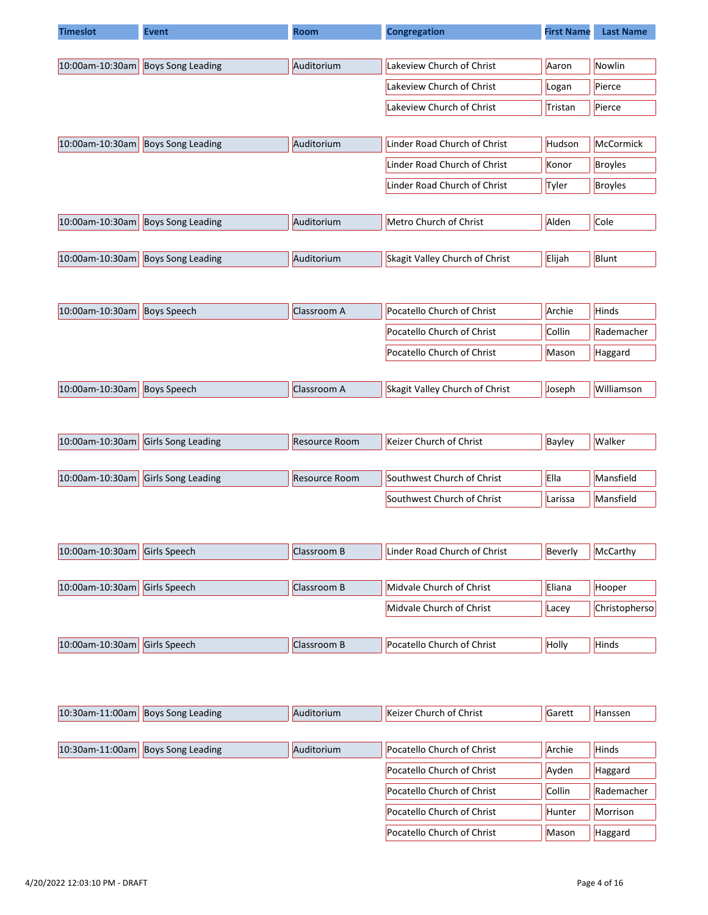| Timeslot | Event | Room | Congregation | First Name | Last Name |
|---|---|---|---|---|---|
| 10:00am-10:30am | Boys Song Leading | Auditorium | Lakeview Church of Christ | Aaron | Nowlin |
| | | | Lakeview Church of Christ | Logan | Pierce |
| | | | Lakeview Church of Christ | Tristan | Pierce |
| 10:00am-10:30am | Boys Song Leading | Auditorium | Linder Road Church of Christ | Hudson | McCormick |
| | | | Linder Road Church of Christ | Konor | Broyles |
| | | | Linder Road Church of Christ | Tyler | Broyles |
| 10:00am-10:30am | Boys Song Leading | Auditorium | Metro Church of Christ | Alden | Cole |
| 10:00am-10:30am | Boys Song Leading | Auditorium | Skagit Valley Church of Christ | Elijah | Blunt |
| 10:00am-10:30am | Boys Speech | Classroom A | Pocatello Church of Christ | Archie | Hinds |
| | | | Pocatello Church of Christ | Collin | Rademacher |
| | | | Pocatello Church of Christ | Mason | Haggard |
| 10:00am-10:30am | Boys Speech | Classroom A | Skagit Valley Church of Christ | Joseph | Williamson |
| 10:00am-10:30am | Girls Song Leading | Resource Room | Keizer Church of Christ | Bayley | Walker |
| 10:00am-10:30am | Girls Song Leading | Resource Room | Southwest Church of Christ | Ella | Mansfield |
| | | | Southwest Church of Christ | Larissa | Mansfield |
| 10:00am-10:30am | Girls Speech | Classroom B | Linder Road Church of Christ | Beverly | McCarthy |
| 10:00am-10:30am | Girls Speech | Classroom B | Midvale Church of Christ | Eliana | Hooper |
| | | | Midvale Church of Christ | Lacey | Christopherso |
| 10:00am-10:30am | Girls Speech | Classroom B | Pocatello Church of Christ | Holly | Hinds |
| 10:30am-11:00am | Boys Song Leading | Auditorium | Keizer Church of Christ | Garett | Hanssen |
| 10:30am-11:00am | Boys Song Leading | Auditorium | Pocatello Church of Christ | Archie | Hinds |
| | | | Pocatello Church of Christ | Ayden | Haggard |
| | | | Pocatello Church of Christ | Collin | Rademacher |
| | | | Pocatello Church of Christ | Hunter | Morrison |
| | | | Pocatello Church of Christ | Mason | Haggard |

4/20/2022 12:03:10 PM - DRAFT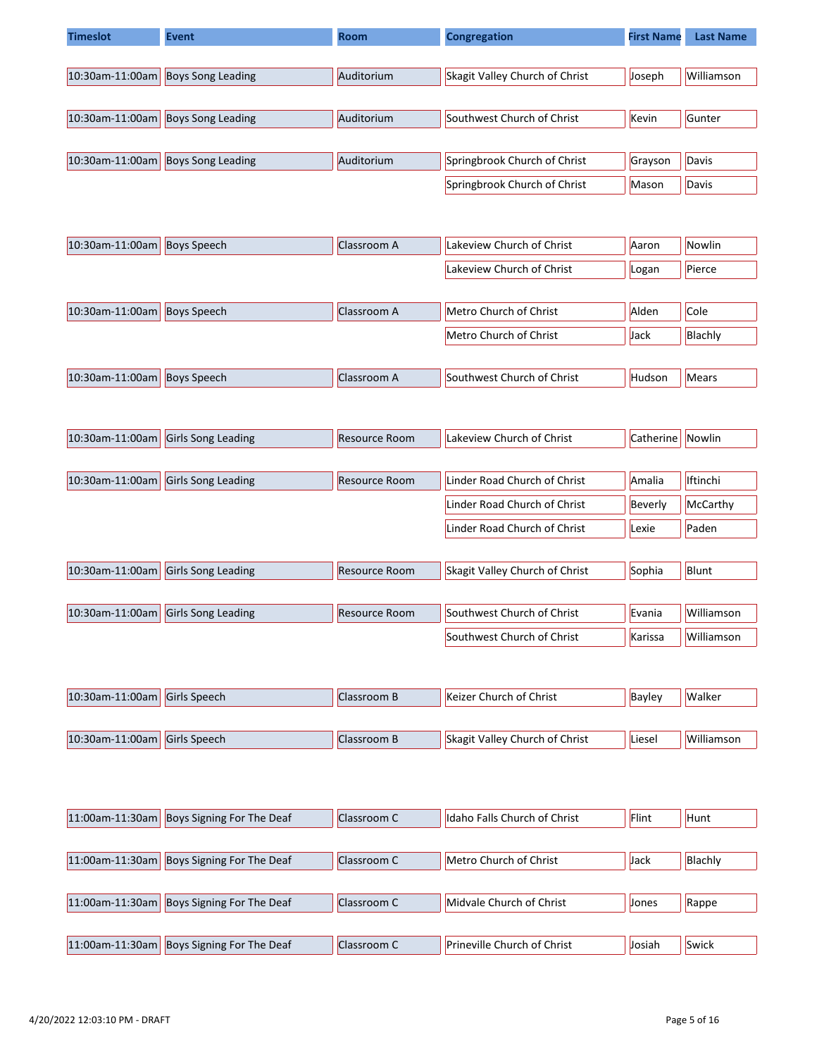| Timeslot | Event | Room | Congregation | First Name | Last Name |
|---|---|---|---|---|---|
| 10:30am-11:00am | Boys Song Leading | Auditorium | Skagit Valley Church of Christ | Joseph | Williamson |
| 10:30am-11:00am | Boys Song Leading | Auditorium | Southwest Church of Christ | Kevin | Gunter |
| 10:30am-11:00am | Boys Song Leading | Auditorium | Springbrook Church of Christ | Grayson | Davis |
| | | | Springbrook Church of Christ | Mason | Davis |
| 10:30am-11:00am | Boys Speech | Classroom A | Lakeview Church of Christ | Aaron | Nowlin |
| | | | Lakeview Church of Christ | Logan | Pierce |
| 10:30am-11:00am | Boys Speech | Classroom A | Metro Church of Christ | Alden | Cole |
| | | | Metro Church of Christ | Jack | Blachly |
| 10:30am-11:00am | Boys Speech | Classroom A | Southwest Church of Christ | Hudson | Mears |
| 10:30am-11:00am | Girls Song Leading | Resource Room | Lakeview Church of Christ | Catherine | Nowlin |
| 10:30am-11:00am | Girls Song Leading | Resource Room | Linder Road Church of Christ | Amalia | Iftinchi |
| | | | Linder Road Church of Christ | Beverly | McCarthy |
| | | | Linder Road Church of Christ | Lexie | Paden |
| 10:30am-11:00am | Girls Song Leading | Resource Room | Skagit Valley Church of Christ | Sophia | Blunt |
| 10:30am-11:00am | Girls Song Leading | Resource Room | Southwest Church of Christ | Evania | Williamson |
| | | | Southwest Church of Christ | Karissa | Williamson |
| 10:30am-11:00am | Girls Speech | Classroom B | Keizer Church of Christ | Bayley | Walker |
| 10:30am-11:00am | Girls Speech | Classroom B | Skagit Valley Church of Christ | Liesel | Williamson |
| 11:00am-11:30am | Boys Signing For The Deaf | Classroom C | Idaho Falls Church of Christ | Flint | Hunt |
| 11:00am-11:30am | Boys Signing For The Deaf | Classroom C | Metro Church of Christ | Jack | Blachly |
| 11:00am-11:30am | Boys Signing For The Deaf | Classroom C | Midvale Church of Christ | Jones | Rappe |
| 11:00am-11:30am | Boys Signing For The Deaf | Classroom C | Prineville Church of Christ | Josiah | Swick |

4/20/2022 12:03:10 PM - DRAFT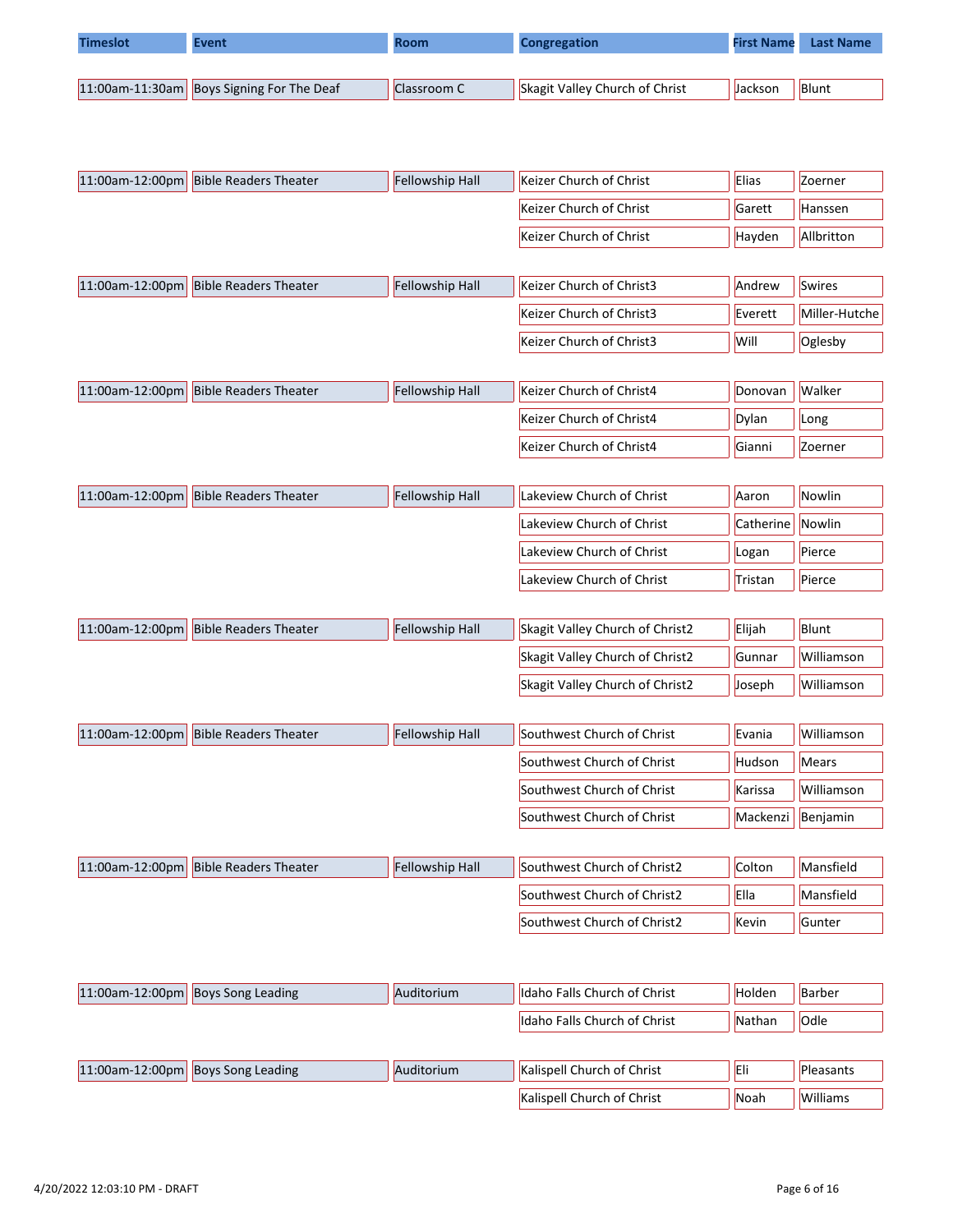| Timeslot | Event | Room | Congregation | First Name | Last Name |
|---|---|---|---|---|---|
| 11:00am-11:30am | Boys Signing For The Deaf | Classroom C | Skagit Valley Church of Christ | Jackson | Blunt |
| 11:00am-12:00pm | Bible Readers Theater | Fellowship Hall | Keizer Church of Christ | Elias | Zoerner |
| | | | Keizer Church of Christ | Garett | Hanssen |
| | | | Keizer Church of Christ | Hayden | Allbritton |
| 11:00am-12:00pm | Bible Readers Theater | Fellowship Hall | Keizer Church of Christ3 | Andrew | Swires |
| | | | Keizer Church of Christ3 | Everett | Miller-Hutche |
| | | | Keizer Church of Christ3 | Will | Oglesby |
| 11:00am-12:00pm | Bible Readers Theater | Fellowship Hall | Keizer Church of Christ4 | Donovan | Walker |
| | | | Keizer Church of Christ4 | Dylan | Long |
| | | | Keizer Church of Christ4 | Gianni | Zoerner |
| 11:00am-12:00pm | Bible Readers Theater | Fellowship Hall | Lakeview Church of Christ | Aaron | Nowlin |
| | | | Lakeview Church of Christ | Catherine | Nowlin |
| | | | Lakeview Church of Christ | Logan | Pierce |
| | | | Lakeview Church of Christ | Tristan | Pierce |
| 11:00am-12:00pm | Bible Readers Theater | Fellowship Hall | Skagit Valley Church of Christ2 | Elijah | Blunt |
| | | | Skagit Valley Church of Christ2 | Gunnar | Williamson |
| | | | Skagit Valley Church of Christ2 | Joseph | Williamson |
| 11:00am-12:00pm | Bible Readers Theater | Fellowship Hall | Southwest Church of Christ | Evania | Williamson |
| | | | Southwest Church of Christ | Hudson | Mears |
| | | | Southwest Church of Christ | Karissa | Williamson |
| | | | Southwest Church of Christ | Mackenzi | Benjamin |
| 11:00am-12:00pm | Bible Readers Theater | Fellowship Hall | Southwest Church of Christ2 | Colton | Mansfield |
| | | | Southwest Church of Christ2 | Ella | Mansfield |
| | | | Southwest Church of Christ2 | Kevin | Gunter |
| 11:00am-12:00pm | Boys Song Leading | Auditorium | Idaho Falls Church of Christ | Holden | Barber |
| | | | Idaho Falls Church of Christ | Nathan | Odle |
| 11:00am-12:00pm | Boys Song Leading | Auditorium | Kalispell Church of Christ | Eli | Pleasants |
| | | | Kalispell Church of Christ | Noah | Williams |

4/20/2022 12:03:10 PM - DRAFT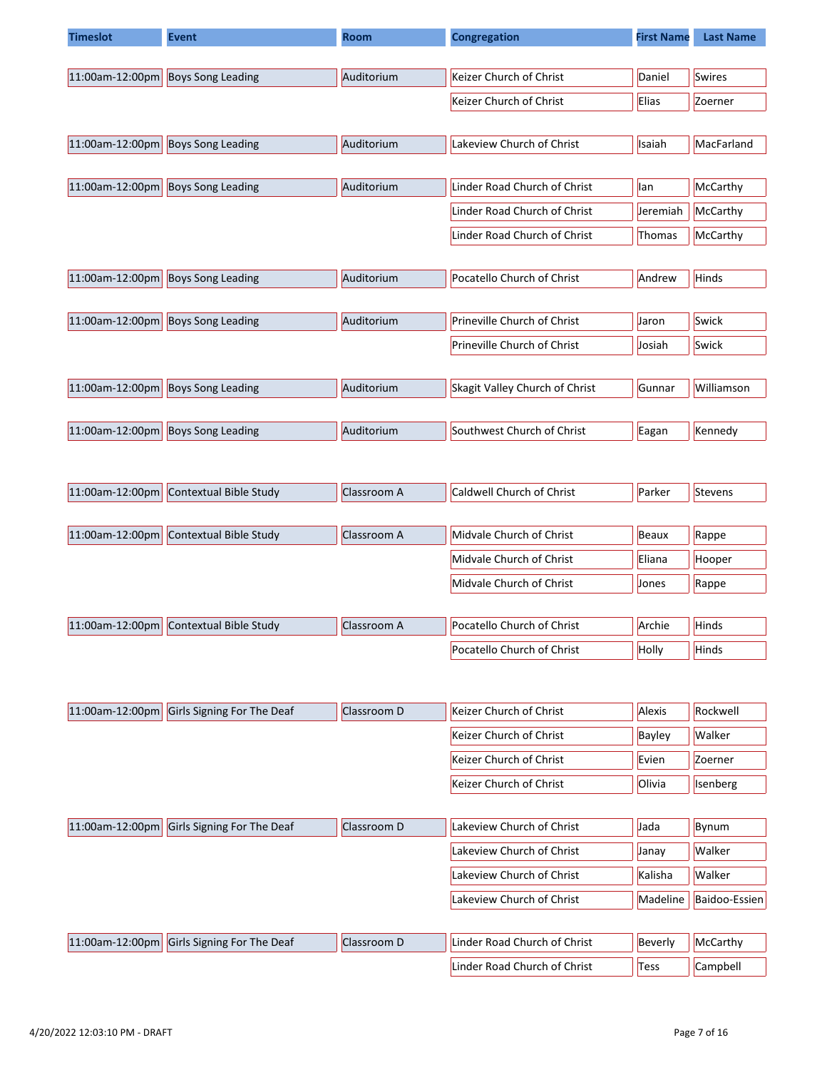| Timeslot | Event | Room | Congregation | First Name | Last Name |
|---|---|---|---|---|---|
| 11:00am-12:00pm | Boys Song Leading | Auditorium | Keizer Church of Christ | Daniel | Swires |
| | | | Keizer Church of Christ | Elias | Zoerner |
| 11:00am-12:00pm | Boys Song Leading | Auditorium | Lakeview Church of Christ | Isaiah | MacFarland |
| 11:00am-12:00pm | Boys Song Leading | Auditorium | Linder Road Church of Christ | Ian | McCarthy |
| | | | Linder Road Church of Christ | Jeremiah | McCarthy |
| | | | Linder Road Church of Christ | Thomas | McCarthy |
| 11:00am-12:00pm | Boys Song Leading | Auditorium | Pocatello Church of Christ | Andrew | Hinds |
| 11:00am-12:00pm | Boys Song Leading | Auditorium | Prineville Church of Christ | Jaron | Swick |
| | | | Prineville Church of Christ | Josiah | Swick |
| 11:00am-12:00pm | Boys Song Leading | Auditorium | Skagit Valley Church of Christ | Gunnar | Williamson |
| 11:00am-12:00pm | Boys Song Leading | Auditorium | Southwest Church of Christ | Eagan | Kennedy |
| 11:00am-12:00pm | Contextual Bible Study | Classroom A | Caldwell Church of Christ | Parker | Stevens |
| 11:00am-12:00pm | Contextual Bible Study | Classroom A | Midvale Church of Christ | Beaux | Rappe |
| | | | Midvale Church of Christ | Eliana | Hooper |
| | | | Midvale Church of Christ | Jones | Rappe |
| 11:00am-12:00pm | Contextual Bible Study | Classroom A | Pocatello Church of Christ | Archie | Hinds |
| | | | Pocatello Church of Christ | Holly | Hinds |
| 11:00am-12:00pm | Girls Signing For The Deaf | Classroom D | Keizer Church of Christ | Alexis | Rockwell |
| | | | Keizer Church of Christ | Bayley | Walker |
| | | | Keizer Church of Christ | Evien | Zoerner |
| | | | Keizer Church of Christ | Olivia | Isenberg |
| 11:00am-12:00pm | Girls Signing For The Deaf | Classroom D | Lakeview Church of Christ | Jada | Bynum |
| | | | Lakeview Church of Christ | Janay | Walker |
| | | | Lakeview Church of Christ | Kalisha | Walker |
| | | | Lakeview Church of Christ | Madeline | Baidoo-Essien |
| 11:00am-12:00pm | Girls Signing For The Deaf | Classroom D | Linder Road Church of Christ | Beverly | McCarthy |
| | | | Linder Road Church of Christ | Tess | Campbell |

4/20/2022 12:03:10 PM - DRAFT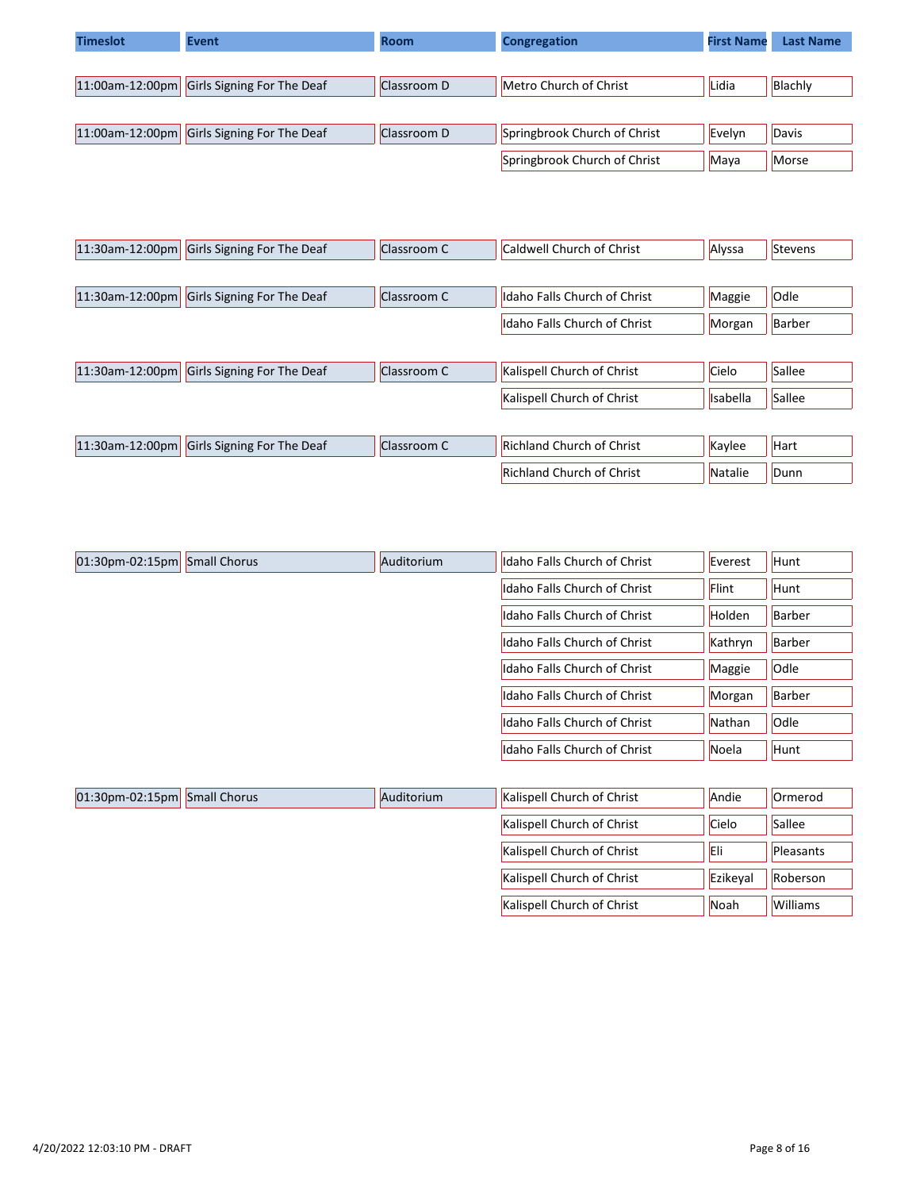| Timeslot | Event | Room | Congregation | First Name | Last Name |
|---|---|---|---|---|---|
| 11:00am-12:00pm | Girls Signing For The Deaf | Classroom D | Metro Church of Christ | Lidia | Blachly |
| 11:00am-12:00pm | Girls Signing For The Deaf | Classroom D | Springbrook Church of Christ | Evelyn | Davis |
| | | | Springbrook Church of Christ | Maya | Morse |
| 11:30am-12:00pm | Girls Signing For The Deaf | Classroom C | Caldwell Church of Christ | Alyssa | Stevens |
| 11:30am-12:00pm | Girls Signing For The Deaf | Classroom C | Idaho Falls Church of Christ | Maggie | Odle |
| | | | Idaho Falls Church of Christ | Morgan | Barber |
| 11:30am-12:00pm | Girls Signing For The Deaf | Classroom C | Kalispell Church of Christ | Cielo | Sallee |
| | | | Kalispell Church of Christ | Isabella | Sallee |
| 11:30am-12:00pm | Girls Signing For The Deaf | Classroom C | Richland Church of Christ | Kaylee | Hart |
| | | | Richland Church of Christ | Natalie | Dunn |
| 01:30pm-02:15pm | Small Chorus | Auditorium | Idaho Falls Church of Christ | Everest | Hunt |
| | | | Idaho Falls Church of Christ | Flint | Hunt |
| | | | Idaho Falls Church of Christ | Holden | Barber |
| | | | Idaho Falls Church of Christ | Kathryn | Barber |
| | | | Idaho Falls Church of Christ | Maggie | Odle |
| | | | Idaho Falls Church of Christ | Morgan | Barber |
| | | | Idaho Falls Church of Christ | Nathan | Odle |
| | | | Idaho Falls Church of Christ | Noela | Hunt |
| 01:30pm-02:15pm | Small Chorus | Auditorium | Kalispell Church of Christ | Andie | Ormerod |
| | | | Kalispell Church of Christ | Cielo | Sallee |
| | | | Kalispell Church of Christ | Eli | Pleasants |
| | | | Kalispell Church of Christ | Ezikeyal | Roberson |
| | | | Kalispell Church of Christ | Noah | Williams |

4/20/2022 12:03:10 PM - DRAFT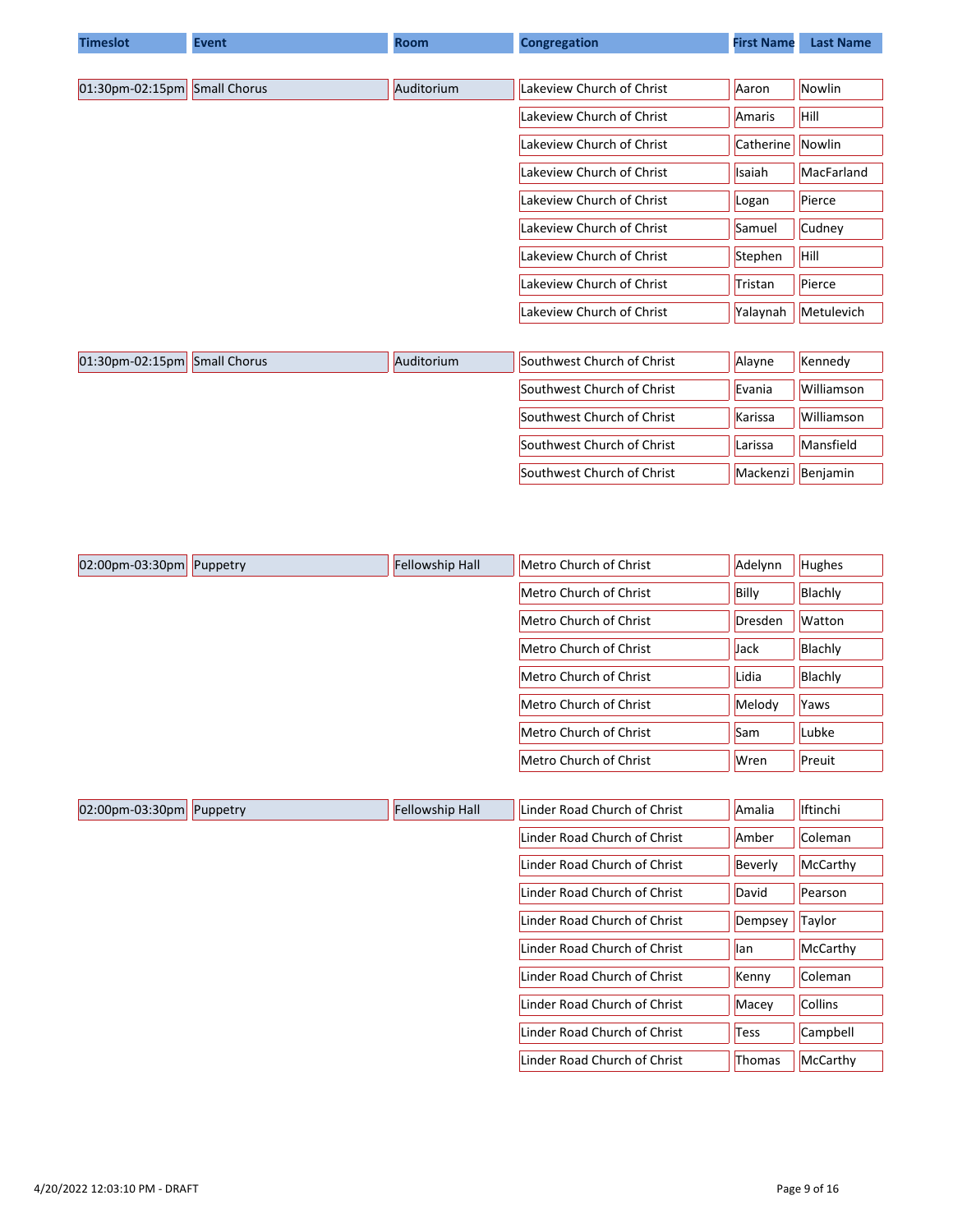| Timeslot | Event | Room | Congregation | First Name | Last Name |
|---|---|---|---|---|---|
| 01:30pm-02:15pm | Small Chorus | Auditorium | Lakeview Church of Christ | Aaron | Nowlin |
| | | | Lakeview Church of Christ | Amaris | Hill |
| | | | Lakeview Church of Christ | Catherine | Nowlin |
| | | | Lakeview Church of Christ | Isaiah | MacFarland |
| | | | Lakeview Church of Christ | Logan | Pierce |
| | | | Lakeview Church of Christ | Samuel | Cudney |
| | | | Lakeview Church of Christ | Stephen | Hill |
| | | | Lakeview Church of Christ | Tristan | Pierce |
| | | | Lakeview Church of Christ | Yalaynah | Metulevich |
| 01:30pm-02:15pm | Small Chorus | Auditorium | Southwest Church of Christ | Alayne | Kennedy |
| | | | Southwest Church of Christ | Evania | Williamson |
| | | | Southwest Church of Christ | Karissa | Williamson |
| | | | Southwest Church of Christ | Larissa | Mansfield |
| | | | Southwest Church of Christ | Mackenzi | Benjamin |
| 02:00pm-03:30pm | Puppetry | Fellowship Hall | Metro Church of Christ | Adelynn | Hughes |
| | | | Metro Church of Christ | Billy | Blachly |
| | | | Metro Church of Christ | Dresden | Watton |
| | | | Metro Church of Christ | Jack | Blachly |
| | | | Metro Church of Christ | Lidia | Blachly |
| | | | Metro Church of Christ | Melody | Yaws |
| | | | Metro Church of Christ | Sam | Lubke |
| | | | Metro Church of Christ | Wren | Preuit |
| 02:00pm-03:30pm | Puppetry | Fellowship Hall | Linder Road Church of Christ | Amalia | Iftinchi |
| | | | Linder Road Church of Christ | Amber | Coleman |
| | | | Linder Road Church of Christ | Beverly | McCarthy |
| | | | Linder Road Church of Christ | David | Pearson |
| | | | Linder Road Church of Christ | Dempsey | Taylor |
| | | | Linder Road Church of Christ | Ian | McCarthy |
| | | | Linder Road Church of Christ | Kenny | Coleman |
| | | | Linder Road Church of Christ | Macey | Collins |
| | | | Linder Road Church of Christ | Tess | Campbell |
| | | | Linder Road Church of Christ | Thomas | McCarthy |

4/20/2022 12:03:10 PM - DRAFT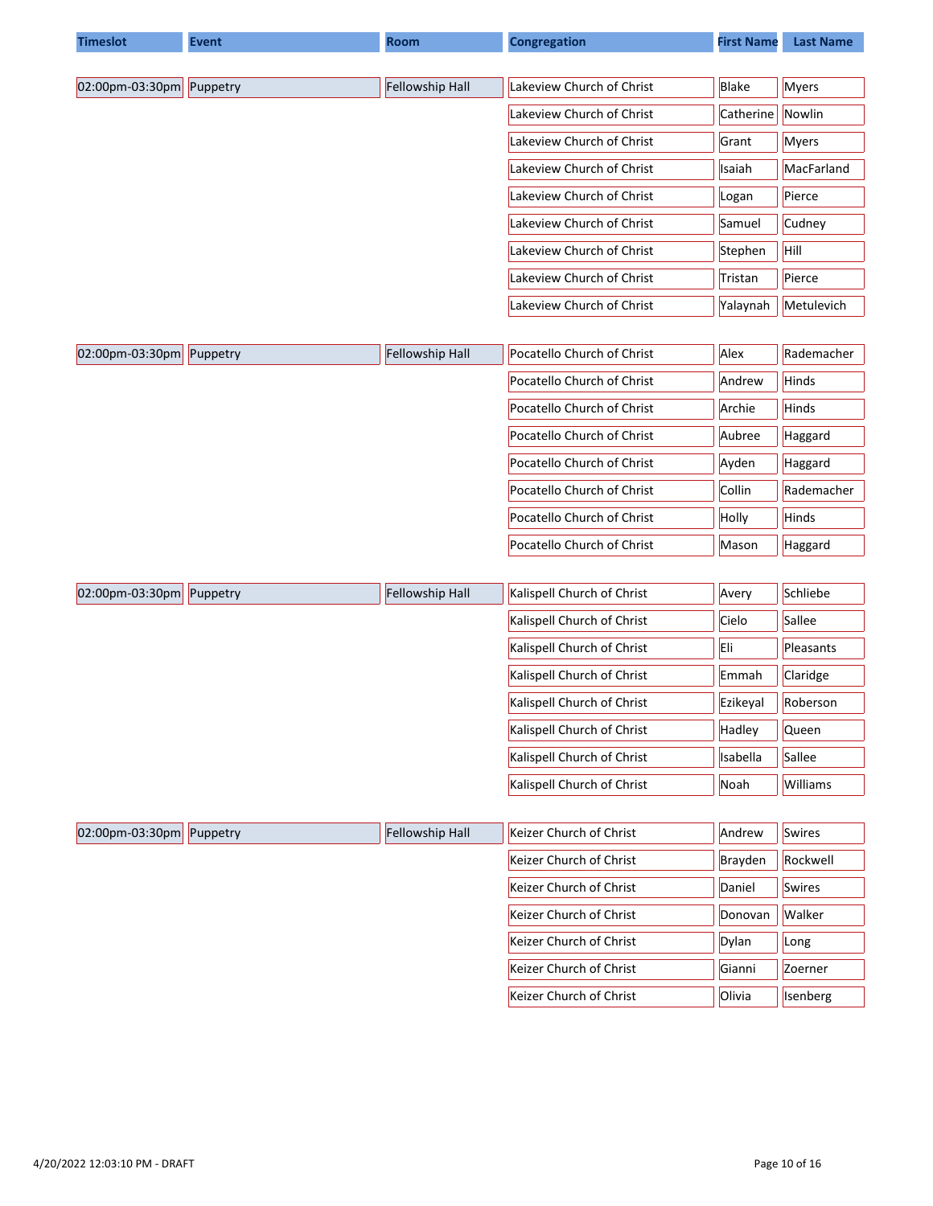| Timeslot | Event | Room | Congregation | First Name | Last Name |
| --- | --- | --- | --- | --- | --- |
| 02:00pm-03:30pm | Puppetry | Fellowship Hall | Lakeview Church of Christ | Blake | Myers |
| | | | Lakeview Church of Christ | Catherine | Nowlin |
| | | | Lakeview Church of Christ | Grant | Myers |
| | | | Lakeview Church of Christ | Isaiah | MacFarland |
| | | | Lakeview Church of Christ | Logan | Pierce |
| | | | Lakeview Church of Christ | Samuel | Cudney |
| | | | Lakeview Church of Christ | Stephen | Hill |
| | | | Lakeview Church of Christ | Tristan | Pierce |
| | | | Lakeview Church of Christ | Yalaynah | Metulevich |
| 02:00pm-03:30pm | Puppetry | Fellowship Hall | Pocatello Church of Christ | Alex | Rademacher |
| | | | Pocatello Church of Christ | Andrew | Hinds |
| | | | Pocatello Church of Christ | Archie | Hinds |
| | | | Pocatello Church of Christ | Aubree | Haggard |
| | | | Pocatello Church of Christ | Ayden | Haggard |
| | | | Pocatello Church of Christ | Collin | Rademacher |
| | | | Pocatello Church of Christ | Holly | Hinds |
| | | | Pocatello Church of Christ | Mason | Haggard |
| 02:00pm-03:30pm | Puppetry | Fellowship Hall | Kalispell Church of Christ | Avery | Schliebe |
| | | | Kalispell Church of Christ | Cielo | Sallee |
| | | | Kalispell Church of Christ | Eli | Pleasants |
| | | | Kalispell Church of Christ | Emmah | Claridge |
| | | | Kalispell Church of Christ | Ezikeyal | Roberson |
| | | | Kalispell Church of Christ | Hadley | Queen |
| | | | Kalispell Church of Christ | Isabella | Sallee |
| | | | Kalispell Church of Christ | Noah | Williams |
| 02:00pm-03:30pm | Puppetry | Fellowship Hall | Keizer Church of Christ | Andrew | Swires |
| | | | Keizer Church of Christ | Brayden | Rockwell |
| | | | Keizer Church of Christ | Daniel | Swires |
| | | | Keizer Church of Christ | Donovan | Walker |
| | | | Keizer Church of Christ | Dylan | Long |
| | | | Keizer Church of Christ | Gianni | Zoerner |
| | | | Keizer Church of Christ | Olivia | Isenberg |

4/20/2022 12:03:10 PM - DRAFT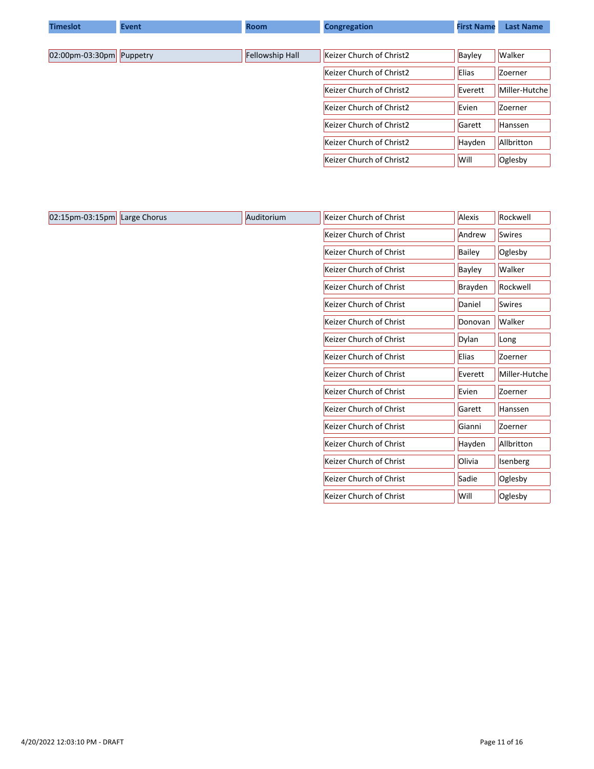| Timeslot | Event | Room | Congregation | First Name | Last Name |
| --- | --- | --- | --- | --- | --- |
| 02:00pm-03:30pm | Puppetry | Fellowship Hall | Keizer Church of Christ2 | Bayley | Walker |
| | | | Keizer Church of Christ2 | Elias | Zoerner |
| | | | Keizer Church of Christ2 | Everett | Miller-Hutche |
| | | | Keizer Church of Christ2 | Evien | Zoerner |
| | | | Keizer Church of Christ2 | Garett | Hanssen |
| | | | Keizer Church of Christ2 | Hayden | Allbritton |
| | | | Keizer Church of Christ2 | Will | Oglesby |
| 02:15pm-03:15pm | Large Chorus | Auditorium | Keizer Church of Christ | Alexis | Rockwell |
| | | | Keizer Church of Christ | Andrew | Swires |
| | | | Keizer Church of Christ | Bailey | Oglesby |
| | | | Keizer Church of Christ | Bayley | Walker |
| | | | Keizer Church of Christ | Brayden | Rockwell |
| | | | Keizer Church of Christ | Daniel | Swires |
| | | | Keizer Church of Christ | Donovan | Walker |
| | | | Keizer Church of Christ | Dylan | Long |
| | | | Keizer Church of Christ | Elias | Zoerner |
| | | | Keizer Church of Christ | Everett | Miller-Hutche |
| | | | Keizer Church of Christ | Evien | Zoerner |
| | | | Keizer Church of Christ | Garett | Hanssen |
| | | | Keizer Church of Christ | Gianni | Zoerner |
| | | | Keizer Church of Christ | Hayden | Allbritton |
| | | | Keizer Church of Christ | Olivia | Isenberg |
| | | | Keizer Church of Christ | Sadie | Oglesby |
| | | | Keizer Church of Christ | Will | Oglesby |

4/20/2022 12:03:10 PM - DRAFT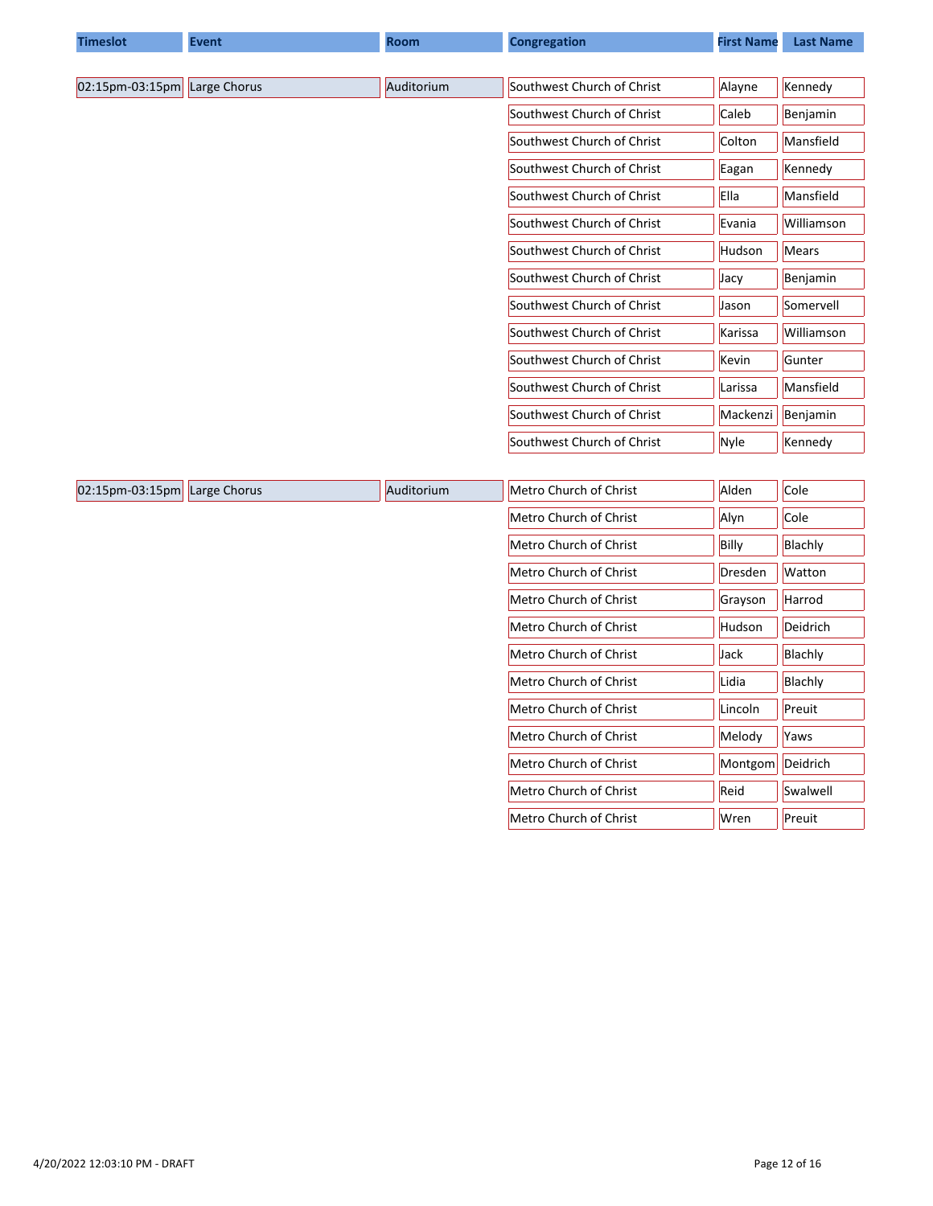| Timeslot | Event | Room | Congregation | First Name | Last Name |
|---|---|---|---|---|---|
| 02:15pm-03:15pm | Large Chorus | Auditorium | Southwest Church of Christ | Alayne | Kennedy |
| | | | Southwest Church of Christ | Caleb | Benjamin |
| | | | Southwest Church of Christ | Colton | Mansfield |
| | | | Southwest Church of Christ | Eagan | Kennedy |
| | | | Southwest Church of Christ | Ella | Mansfield |
| | | | Southwest Church of Christ | Evania | Williamson |
| | | | Southwest Church of Christ | Hudson | Mears |
| | | | Southwest Church of Christ | Jacy | Benjamin |
| | | | Southwest Church of Christ | Jason | Somervell |
| | | | Southwest Church of Christ | Karissa | Williamson |
| | | | Southwest Church of Christ | Kevin | Gunter |
| | | | Southwest Church of Christ | Larissa | Mansfield |
| | | | Southwest Church of Christ | Mackenzi | Benjamin |
| | | | Southwest Church of Christ | Nyle | Kennedy |
| 02:15pm-03:15pm | Large Chorus | Auditorium | Metro Church of Christ | Alden | Cole |
| | | | Metro Church of Christ | Alyn | Cole |
| | | | Metro Church of Christ | Billy | Blachly |
| | | | Metro Church of Christ | Dresden | Watton |
| | | | Metro Church of Christ | Grayson | Harrod |
| | | | Metro Church of Christ | Hudson | Deidrich |
| | | | Metro Church of Christ | Jack | Blachly |
| | | | Metro Church of Christ | Lidia | Blachly |
| | | | Metro Church of Christ | Lincoln | Preuit |
| | | | Metro Church of Christ | Melody | Yaws |
| | | | Metro Church of Christ | Montgom | Deidrich |
| | | | Metro Church of Christ | Reid | Swalwell |
| | | | Metro Church of Christ | Wren | Preuit |

4/20/2022 12:03:10 PM - DRAFT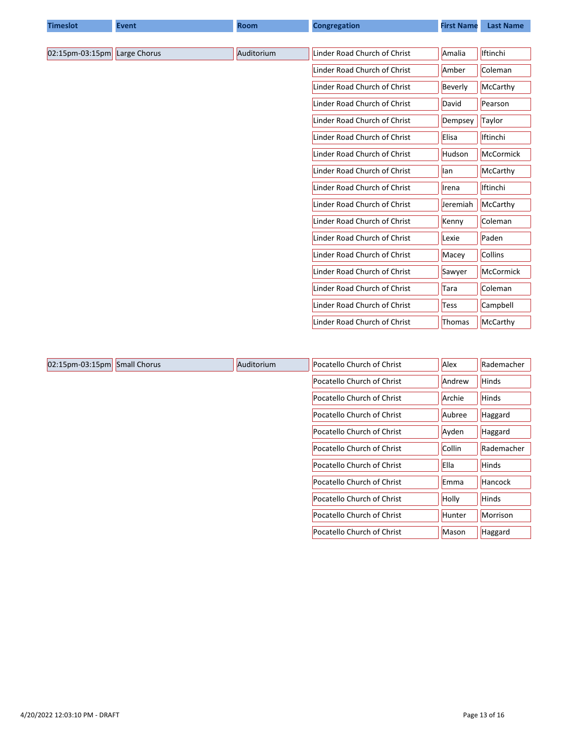| Timeslot | Event | Room | Congregation | First Name | Last Name |
|---|---|---|---|---|---|
| 02:15pm-03:15pm | Large Chorus | Auditorium | Linder Road Church of Christ | Amalia | Iftinchi |
| | | | Linder Road Church of Christ | Amber | Coleman |
| | | | Linder Road Church of Christ | Beverly | McCarthy |
| | | | Linder Road Church of Christ | David | Pearson |
| | | | Linder Road Church of Christ | Dempsey | Taylor |
| | | | Linder Road Church of Christ | Elisa | Iftinchi |
| | | | Linder Road Church of Christ | Hudson | McCormick |
| | | | Linder Road Church of Christ | Ian | McCarthy |
| | | | Linder Road Church of Christ | Irena | Iftinchi |
| | | | Linder Road Church of Christ | Jeremiah | McCarthy |
| | | | Linder Road Church of Christ | Kenny | Coleman |
| | | | Linder Road Church of Christ | Lexie | Paden |
| | | | Linder Road Church of Christ | Macey | Collins |
| | | | Linder Road Church of Christ | Sawyer | McCormick |
| | | | Linder Road Church of Christ | Tara | Coleman |
| | | | Linder Road Church of Christ | Tess | Campbell |
| | | | Linder Road Church of Christ | Thomas | McCarthy |
| 02:15pm-03:15pm | Small Chorus | Auditorium | Pocatello Church of Christ | Alex | Rademacher |
| | | | Pocatello Church of Christ | Andrew | Hinds |
| | | | Pocatello Church of Christ | Archie | Hinds |
| | | | Pocatello Church of Christ | Aubree | Haggard |
| | | | Pocatello Church of Christ | Ayden | Haggard |
| | | | Pocatello Church of Christ | Collin | Rademacher |
| | | | Pocatello Church of Christ | Ella | Hinds |
| | | | Pocatello Church of Christ | Emma | Hancock |
| | | | Pocatello Church of Christ | Holly | Hinds |
| | | | Pocatello Church of Christ | Hunter | Morrison |
| | | | Pocatello Church of Christ | Mason | Haggard |

4/20/2022 12:03:10 PM - DRAFT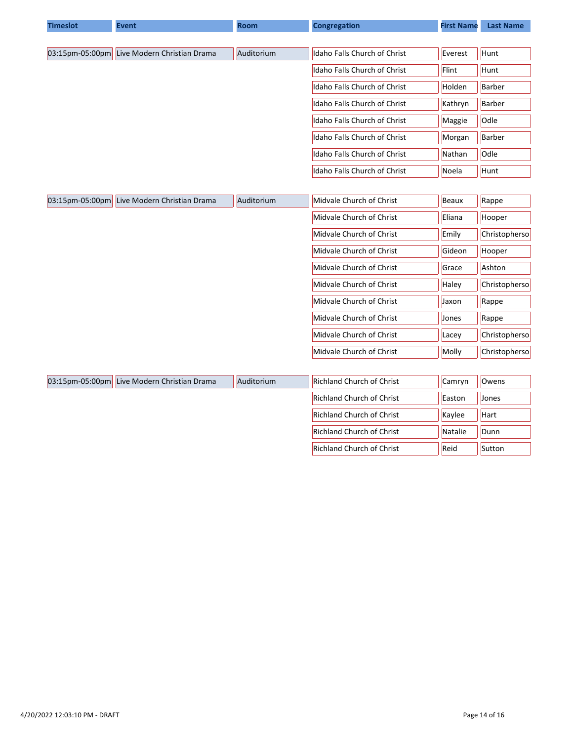| Timeslot | Event | Room | Congregation | First Name | Last Name |
|---|---|---|---|---|---|
| 03:15pm-05:00pm | Live Modern Christian Drama | Auditorium | Idaho Falls Church of Christ | Everest | Hunt |
| | | | Idaho Falls Church of Christ | Flint | Hunt |
| | | | Idaho Falls Church of Christ | Holden | Barber |
| | | | Idaho Falls Church of Christ | Kathryn | Barber |
| | | | Idaho Falls Church of Christ | Maggie | Odle |
| | | | Idaho Falls Church of Christ | Morgan | Barber |
| | | | Idaho Falls Church of Christ | Nathan | Odle |
| | | | Idaho Falls Church of Christ | Noela | Hunt |
| 03:15pm-05:00pm | Live Modern Christian Drama | Auditorium | Midvale Church of Christ | Beaux | Rappe |
| | | | Midvale Church of Christ | Eliana | Hooper |
| | | | Midvale Church of Christ | Emily | Christopherso |
| | | | Midvale Church of Christ | Gideon | Hooper |
| | | | Midvale Church of Christ | Grace | Ashton |
| | | | Midvale Church of Christ | Haley | Christopherso |
| | | | Midvale Church of Christ | Jaxon | Rappe |
| | | | Midvale Church of Christ | Jones | Rappe |
| | | | Midvale Church of Christ | Lacey | Christopherso |
| | | | Midvale Church of Christ | Molly | Christopherso |
| 03:15pm-05:00pm | Live Modern Christian Drama | Auditorium | Richland Church of Christ | Camryn | Owens |
| | | | Richland Church of Christ | Easton | Jones |
| | | | Richland Church of Christ | Kaylee | Hart |
| | | | Richland Church of Christ | Natalie | Dunn |
| | | | Richland Church of Christ | Reid | Sutton |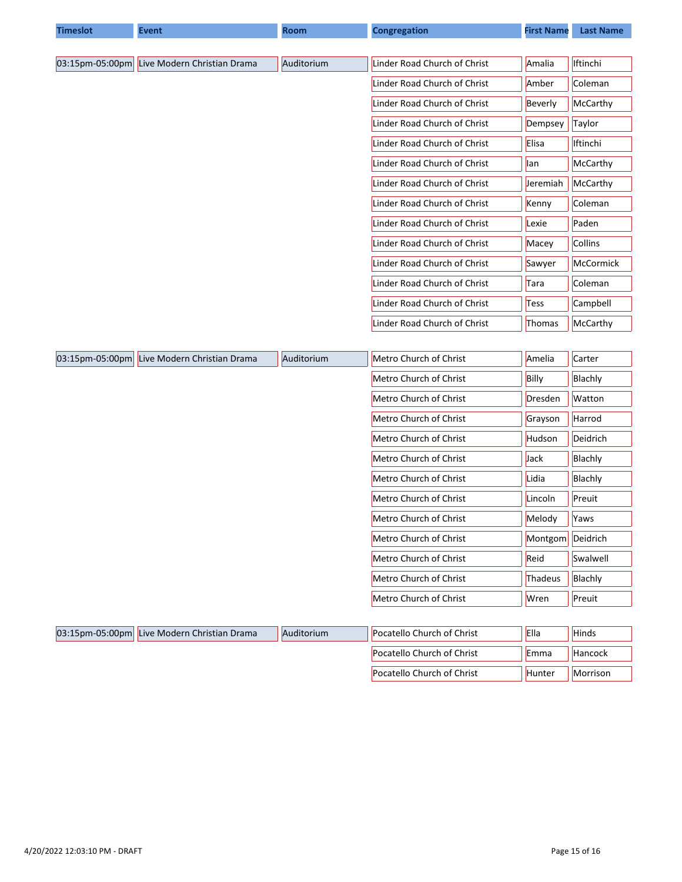| Timeslot | Event | Room | Congregation | First Name | Last Name |
|---|---|---|---|---|---|
| 03:15pm-05:00pm | Live Modern Christian Drama | Auditorium | Linder Road Church of Christ | Amalia | Iftinchi |
| | | | Linder Road Church of Christ | Amber | Coleman |
| | | | Linder Road Church of Christ | Beverly | McCarthy |
| | | | Linder Road Church of Christ | Dempsey | Taylor |
| | | | Linder Road Church of Christ | Elisa | Iftinchi |
| | | | Linder Road Church of Christ | Ian | McCarthy |
| | | | Linder Road Church of Christ | Jeremiah | McCarthy |
| | | | Linder Road Church of Christ | Kenny | Coleman |
| | | | Linder Road Church of Christ | Lexie | Paden |
| | | | Linder Road Church of Christ | Macey | Collins |
| | | | Linder Road Church of Christ | Sawyer | McCormick |
| | | | Linder Road Church of Christ | Tara | Coleman |
| | | | Linder Road Church of Christ | Tess | Campbell |
| | | | Linder Road Church of Christ | Thomas | McCarthy |
| 03:15pm-05:00pm | Live Modern Christian Drama | Auditorium | Metro Church of Christ | Amelia | Carter |
| | | | Metro Church of Christ | Billy | Blachly |
| | | | Metro Church of Christ | Dresden | Watton |
| | | | Metro Church of Christ | Grayson | Harrod |
| | | | Metro Church of Christ | Hudson | Deidrich |
| | | | Metro Church of Christ | Jack | Blachly |
| | | | Metro Church of Christ | Lidia | Blachly |
| | | | Metro Church of Christ | Lincoln | Preuit |
| | | | Metro Church of Christ | Melody | Yaws |
| | | | Metro Church of Christ | Montgom | Deidrich |
| | | | Metro Church of Christ | Reid | Swalwell |
| | | | Metro Church of Christ | Thadeus | Blachly |
| | | | Metro Church of Christ | Wren | Preuit |
| 03:15pm-05:00pm | Live Modern Christian Drama | Auditorium | Pocatello Church of Christ | Ella | Hinds |
| | | | Pocatello Church of Christ | Emma | Hancock |
| | | | Pocatello Church of Christ | Hunter | Morrison |

4/20/2022 12:03:10 PM - DRAFT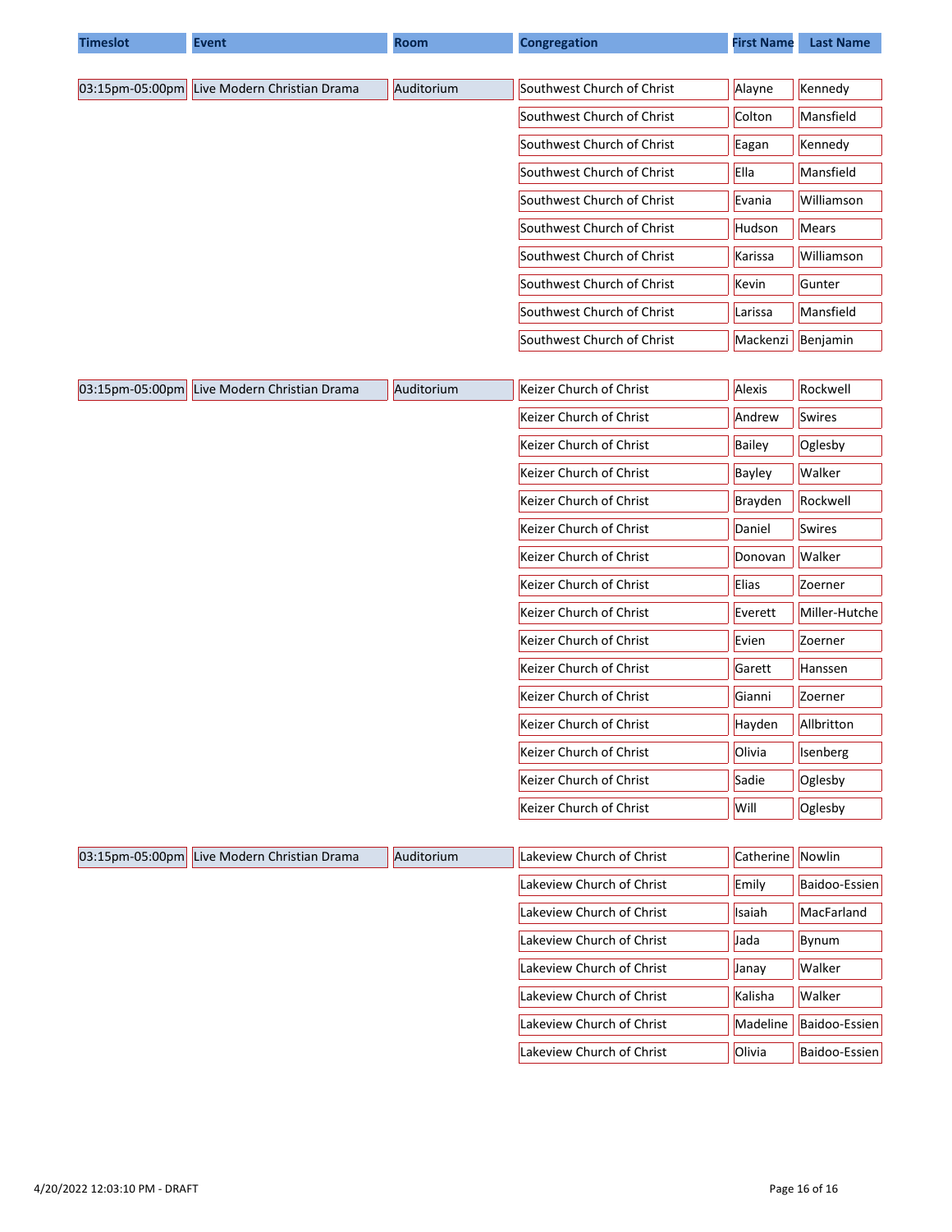| Timeslot | Event | Room | Congregation | First Name | Last Name |
|---|---|---|---|---|---|
| 03:15pm-05:00pm | Live Modern Christian Drama | Auditorium | Southwest Church of Christ | Alayne | Kennedy |
| | | | Southwest Church of Christ | Colton | Mansfield |
| | | | Southwest Church of Christ | Eagan | Kennedy |
| | | | Southwest Church of Christ | Ella | Mansfield |
| | | | Southwest Church of Christ | Evania | Williamson |
| | | | Southwest Church of Christ | Hudson | Mears |
| | | | Southwest Church of Christ | Karissa | Williamson |
| | | | Southwest Church of Christ | Kevin | Gunter |
| | | | Southwest Church of Christ | Larissa | Mansfield |
| | | | Southwest Church of Christ | Mackenzi | Benjamin |
| 03:15pm-05:00pm | Live Modern Christian Drama | Auditorium | Keizer Church of Christ | Alexis | Rockwell |
| | | | Keizer Church of Christ | Andrew | Swires |
| | | | Keizer Church of Christ | Bailey | Oglesby |
| | | | Keizer Church of Christ | Bayley | Walker |
| | | | Keizer Church of Christ | Brayden | Rockwell |
| | | | Keizer Church of Christ | Daniel | Swires |
| | | | Keizer Church of Christ | Donovan | Walker |
| | | | Keizer Church of Christ | Elias | Zoerner |
| | | | Keizer Church of Christ | Everett | Miller-Hutche |
| | | | Keizer Church of Christ | Evien | Zoerner |
| | | | Keizer Church of Christ | Garett | Hanssen |
| | | | Keizer Church of Christ | Gianni | Zoerner |
| | | | Keizer Church of Christ | Hayden | Allbritton |
| | | | Keizer Church of Christ | Olivia | Isenberg |
| | | | Keizer Church of Christ | Sadie | Oglesby |
| | | | Keizer Church of Christ | Will | Oglesby |
| 03:15pm-05:00pm | Live Modern Christian Drama | Auditorium | Lakeview Church of Christ | Catherine | Nowlin |
| | | | Lakeview Church of Christ | Emily | Baidoo-Essien |
| | | | Lakeview Church of Christ | Isaiah | MacFarland |
| | | | Lakeview Church of Christ | Jada | Bynum |
| | | | Lakeview Church of Christ | Janay | Walker |
| | | | Lakeview Church of Christ | Kalisha | Walker |
| | | | Lakeview Church of Christ | Madeline | Baidoo-Essien |
| | | | Lakeview Church of Christ | Olivia | Baidoo-Essien |

4/20/2022 12:03:10 PM - DRAFT